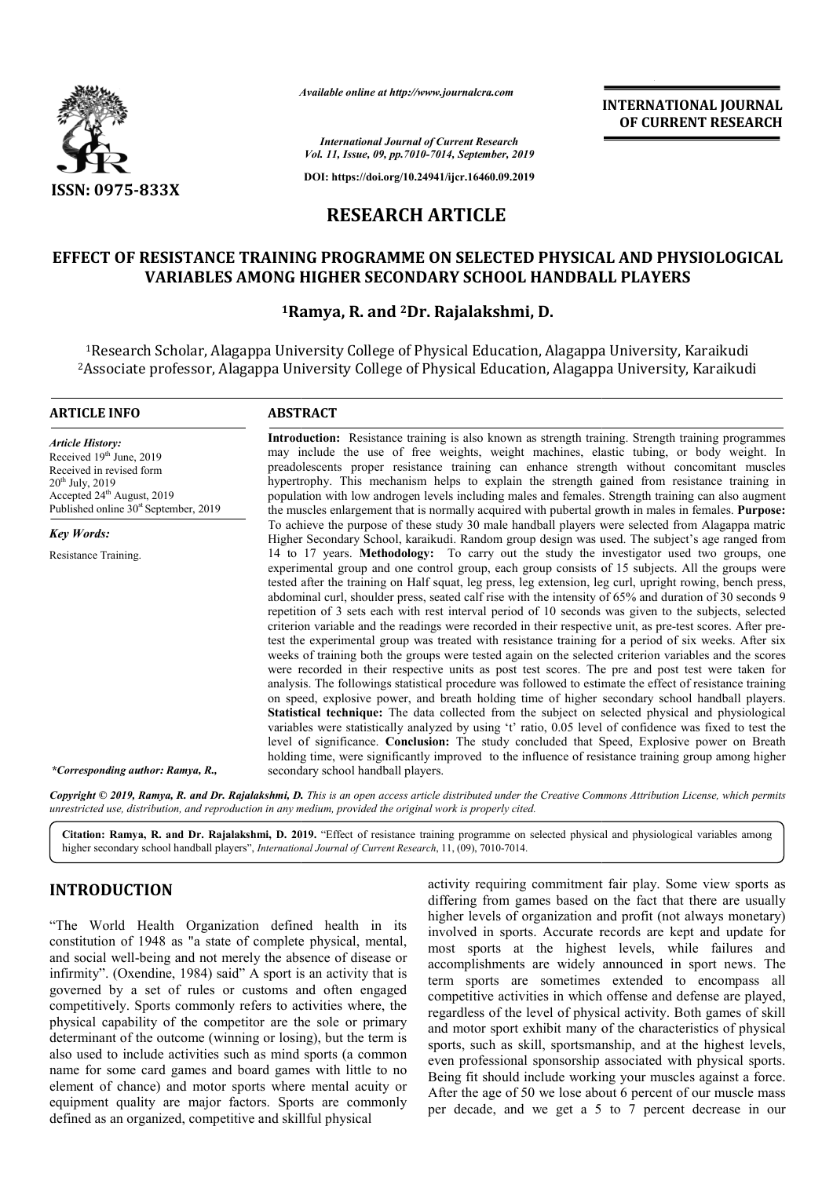*Available online at http://www.journalcra.com*

*International Journal of Current Research*
*Vol. 11, Issue, 09, pp.7010-7014, September, 2019*

**DOI: https://doi.org/10.24941/ijcr.16460.09.2019**

**INTERNATIONAL JOURNAL OF CURRENT RESEARCH**

**ISSN: 0975-833X**

# RESEARCH ARTICLE

# EFFECT OF RESISTANCE TRAINING PROGRAMME ON SELECTED PHYSICAL AND PHYSIOLOGICAL VARIABLES AMONG HIGHER SECONDARY SCHOOL HANDBALL PLAYERS

**[1]Ramya, R. and [2]Dr. Rajalakshmi, D.**

[1]Research Scholar, Alagappa University College of Physical Education, Alagappa University, Karaikudi
[2]Associate professor, Alagappa University College of Physical Education, Alagappa University, Karaikudi

## ARTICLE INFO

*Article History:*
Received 19th June, 2019
Received in revised form
20th July, 2019
Accepted 24th August, 2019
Published online 30st September, 2019

*Key Words:*
Resistance Training.

*\*Corresponding author: Ramya, R.,*

## ABSTRACT

**Introduction:** Resistance training is also known as strength training. Strength training programmes may include the use of free weights, weight machines, elastic tubing, or body weight. In preadolescents proper resistance training can enhance strength without concomitant muscles hypertrophy. This mechanism helps to explain the strength gained from resistance training in population with low androgen levels including males and females. Strength training can also augment the muscles enlargement that is normally acquired with pubertal growth in males in females. **Purpose:** To achieve the purpose of these study 30 male handball players were selected from Alagappa matric Higher Secondary School, karaikudi. Random group design was used. The subject's age ranged from 14 to 17 years. **Methodology:** To carry out the study the investigator used two groups, one experimental group and one control group, each group consists of 15 subjects. All the groups were tested after the training on Half squat, leg press, leg extension, leg curl, upright rowing, bench press, abdominal curl, shoulder press, seated calf rise with the intensity of 65% and duration of 30 seconds 9 repetition of 3 sets each with rest interval period of 10 seconds was given to the subjects, selected criterion variable and the readings were recorded in their respective unit, as pre-test scores. After pre-test the experimental group was treated with resistance training for a period of six weeks. After six weeks of training both the groups were tested again on the selected criterion variables and the scores were recorded in their respective units as post test scores. The pre and post test were taken for analysis. The followings statistical procedure was followed to estimate the effect of resistance training on speed, explosive power, and breath holding time of higher secondary school handball players. **Statistical technique:** The data collected from the subject on selected physical and physiological variables were statistically analyzed by using 't' ratio, 0.05 level of confidence was fixed to test the level of significance. **Conclusion:** The study concluded that Speed, Explosive power on Breath holding time, were significantly improved to the influence of resistance training group among higher secondary school handball players.

*Copyright © 2019, Ramya, R. and Dr. Rajalakshmi, D. This is an open access article distributed under the Creative Commons Attribution License, which permits unrestricted use, distribution, and reproduction in any medium, provided the original work is properly cited.*

**Citation: Ramya, R. and Dr. Rajalakshmi, D. 2019.** "Effect of resistance training programme on selected physical and physiological variables among higher secondary school handball players", *International Journal of Current Research*, 11, (09), 7010-7014.

## INTRODUCTION

"The World Health Organization defined health in its constitution of 1948 as "a state of complete physical, mental, and social well-being and not merely the absence of disease or infirmity". (Oxendine, 1984) said" A sport is an activity that is governed by a set of rules or customs and often engaged competitively. Sports commonly refers to activities where, the physical capability of the competitor are the sole or primary determinant of the outcome (winning or losing), but the term is also used to include activities such as mind sports (a common name for some card games and board games with little to no element of chance) and motor sports where mental acuity or equipment quality are major factors. Sports are commonly defined as an organized, competitive and skillful physical activity requiring commitment fair play. Some view sports as differing from games based on the fact that there are usually higher levels of organization and profit (not always monetary) involved in sports. Accurate records are kept and update for most sports at the highest levels, while failures and accomplishments are widely announced in sport news. The term sports are sometimes extended to encompass all competitive activities in which offense and defense are played, regardless of the level of physical activity. Both games of skill and motor sport exhibit many of the characteristics of physical sports, such as skill, sportsmanship, and at the highest levels, even professional sponsorship associated with physical sports. Being fit should include working your muscles against a force. After the age of 50 we lose about 6 percent of our muscle mass per decade, and we get a 5 to 7 percent decrease in our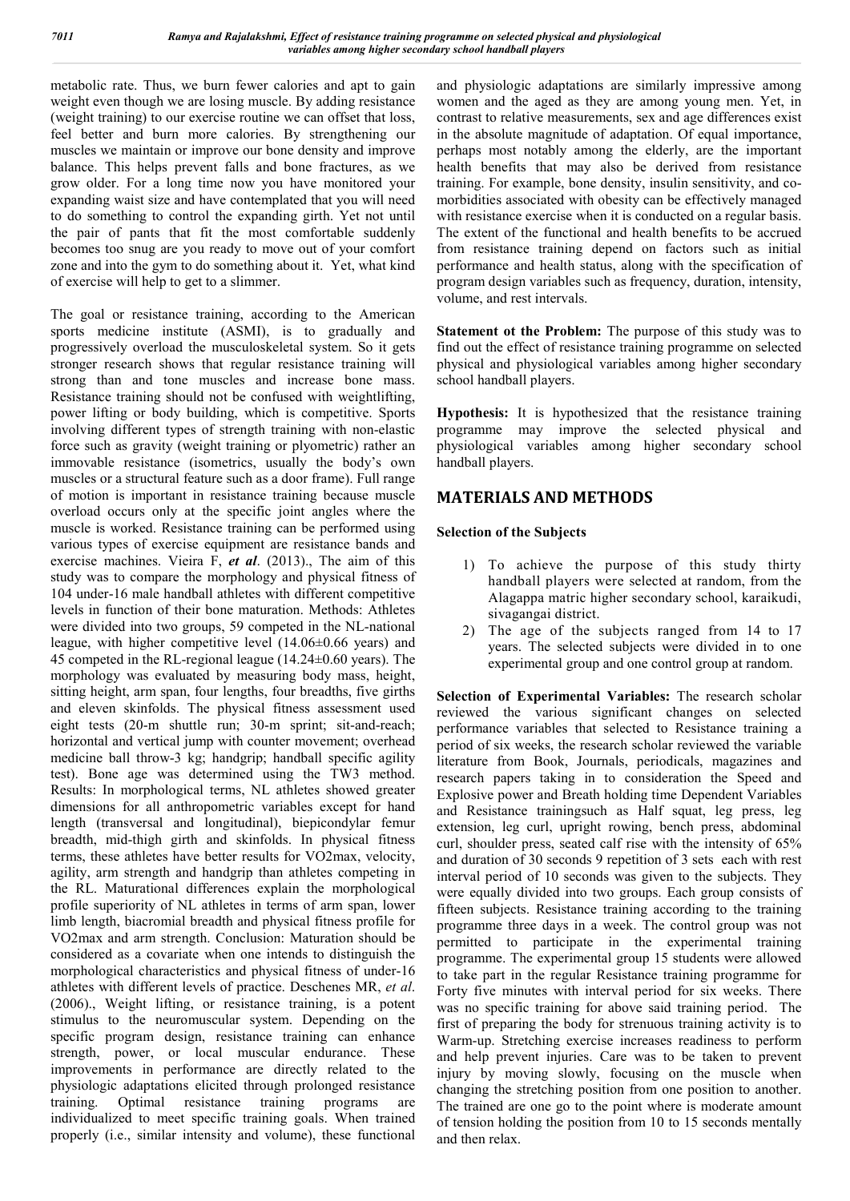metabolic rate. Thus, we burn fewer calories and apt to gain weight even though we are losing muscle. By adding resistance (weight training) to our exercise routine we can offset that loss, feel better and burn more calories. By strengthening our muscles we maintain or improve our bone density and improve balance. This helps prevent falls and bone fractures, as we grow older. For a long time now you have monitored your expanding waist size and have contemplated that you will need to do something to control the expanding girth. Yet not until the pair of pants that fit the most comfortable suddenly becomes too snug are you ready to move out of your comfort zone and into the gym to do something about it. Yet, what kind of exercise will help to get to a slimmer.

The goal or resistance training, according to the American sports medicine institute (ASMI), is to gradually and progressively overload the musculoskeletal system. So it gets stronger research shows that regular resistance training will strong than and tone muscles and increase bone mass. Resistance training should not be confused with weightlifting, power lifting or body building, which is competitive. Sports involving different types of strength training with non-elastic force such as gravity (weight training or plyometric) rather an immovable resistance (isometrics, usually the body's own muscles or a structural feature such as a door frame). Full range of motion is important in resistance training because muscle overload occurs only at the specific joint angles where the muscle is worked. Resistance training can be performed using various types of exercise equipment are resistance bands and exercise machines. Vieira F, ***et al***. (2013)., The aim of this study was to compare the morphology and physical fitness of 104 under-16 male handball athletes with different competitive levels in function of their bone maturation. Methods: Athletes were divided into two groups, 59 competed in the NL-national league, with higher competitive level (14.06±0.66 years) and 45 competed in the RL-regional league (14.24±0.60 years). The morphology was evaluated by measuring body mass, height, sitting height, arm span, four lengths, four breadths, five girths and eleven skinfolds. The physical fitness assessment used eight tests (20-m shuttle run; 30-m sprint; sit-and-reach; horizontal and vertical jump with counter movement; overhead medicine ball throw-3 kg; handgrip; handball specific agility test). Bone age was determined using the TW3 method. Results: In morphological terms, NL athletes showed greater dimensions for all anthropometric variables except for hand length (transversal and longitudinal), biepicondylar femur breadth, mid-thigh girth and skinfolds. In physical fitness terms, these athletes have better results for VO2max, velocity, agility, arm strength and handgrip than athletes competing in the RL. Maturational differences explain the morphological profile superiority of NL athletes in terms of arm span, lower limb length, biacromial breadth and physical fitness profile for VO2max and arm strength. Conclusion: Maturation should be considered as a covariate when one intends to distinguish the morphological characteristics and physical fitness of under-16 athletes with different levels of practice. Deschenes MR, *et al*. (2006)., Weight lifting, or resistance training, is a potent stimulus to the neuromuscular system. Depending on the specific program design, resistance training can enhance strength, power, or local muscular endurance. These improvements in performance are directly related to the physiologic adaptations elicited through prolonged resistance training. Optimal resistance training programs are individualized to meet specific training goals. When trained properly (i.e., similar intensity and volume), these functional and physiologic adaptations are similarly impressive among women and the aged as they are among young men. Yet, in contrast to relative measurements, sex and age differences exist in the absolute magnitude of adaptation. Of equal importance, perhaps most notably among the elderly, are the important health benefits that may also be derived from resistance training. For example, bone density, insulin sensitivity, and co-morbidities associated with obesity can be effectively managed with resistance exercise when it is conducted on a regular basis. The extent of the functional and health benefits to be accrued from resistance training depend on factors such as initial performance and health status, along with the specification of program design variables such as frequency, duration, intensity, volume, and rest intervals.

**Statement ot the Problem:** The purpose of this study was to find out the effect of resistance training programme on selected physical and physiological variables among higher secondary school handball players.

**Hypothesis:** It is hypothesized that the resistance training programme may improve the selected physical and physiological variables among higher secondary school handball players.

## MATERIALS AND METHODS

### Selection of the Subjects

1) To achieve the purpose of this study thirty handball players were selected at random, from the Alagappa matric higher secondary school, karaikudi, sivagangai district.
2) The age of the subjects ranged from 14 to 17 years. The selected subjects were divided in to one experimental group and one control group at random.

**Selection of Experimental Variables:** The research scholar reviewed the various significant changes on selected performance variables that selected to Resistance training a period of six weeks, the research scholar reviewed the variable literature from Book, Journals, periodicals, magazines and research papers taking in to consideration the Speed and Explosive power and Breath holding time Dependent Variables and Resistance trainingsuch as Half squat, leg press, leg extension, leg curl, upright rowing, bench press, abdominal curl, shoulder press, seated calf rise with the intensity of 65% and duration of 30 seconds 9 repetition of 3 sets each with rest interval period of 10 seconds was given to the subjects. They were equally divided into two groups. Each group consists of fifteen subjects. Resistance training according to the training programme three days in a week. The control group was not permitted to participate in the experimental training programme. The experimental group 15 students were allowed to take part in the regular Resistance training programme for Forty five minutes with interval period for six weeks. There was no specific training for above said training period. The first of preparing the body for strenuous training activity is to Warm-up. Stretching exercise increases readiness to perform and help prevent injuries. Care was to be taken to prevent injury by moving slowly, focusing on the muscle when changing the stretching position from one position to another. The trained are one go to the point where is moderate amount of tension holding the position from 10 to 15 seconds mentally and then relax.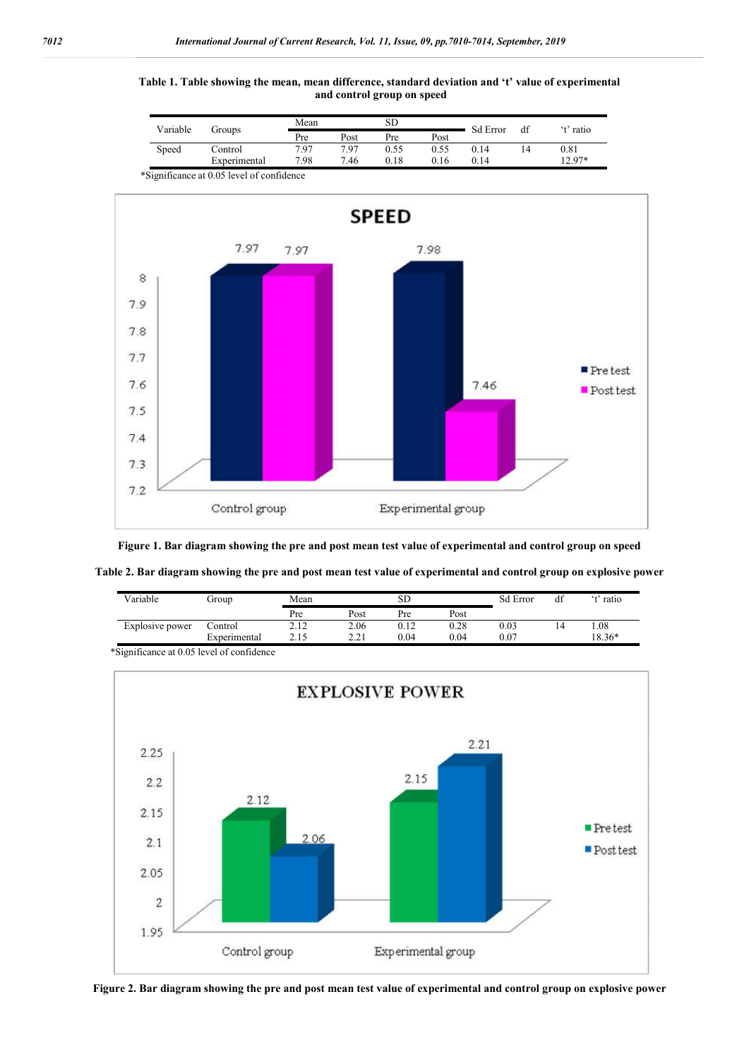**Table 1. Table showing the mean, mean difference, standard deviation and 't' value of experimental and control group on speed**

| Variable | Groups | Mean | | SD | | Sd Error | df | 't' ratio |
|---|---|---|---|---|---|---|---|---|
| | | Pre | Post | Pre | Post | | | |
| Speed | Control | 7.97 | 7.97 | 0.55 | 0.55 | 0.14 | 14 | 0.81 |
| | Experimental | 7.98 | 7.46 | 0.18 | 0.16 | 0.14 | | 12.97* |

*Significance at 0.05 level of confidence

**Figure 1. Bar diagram showing the pre and post mean test value of experimental and control group on speed**

**Table 2. Bar diagram showing the pre and post mean test value of experimental and control group on explosive power**

| Variable | Group | Mean | | SD | | Sd Error | df | 't' ratio |
|---|---|---|---|---|---|---|---|---|
| | | Pre | Post | Pre | Post | | | |
| Explosive power | Control | 2.12 | 2.06 | 0.12 | 0.28 | 0.03 | 14 | 1.08 |
| | Experimental | 2.15 | 2.21 | 0.04 | 0.04 | 0.07 | | 18.36* |

*Significance at 0.05 level of confidence

**Figure 2. Bar diagram showing the pre and post mean test value of experimental and control group on explosive power**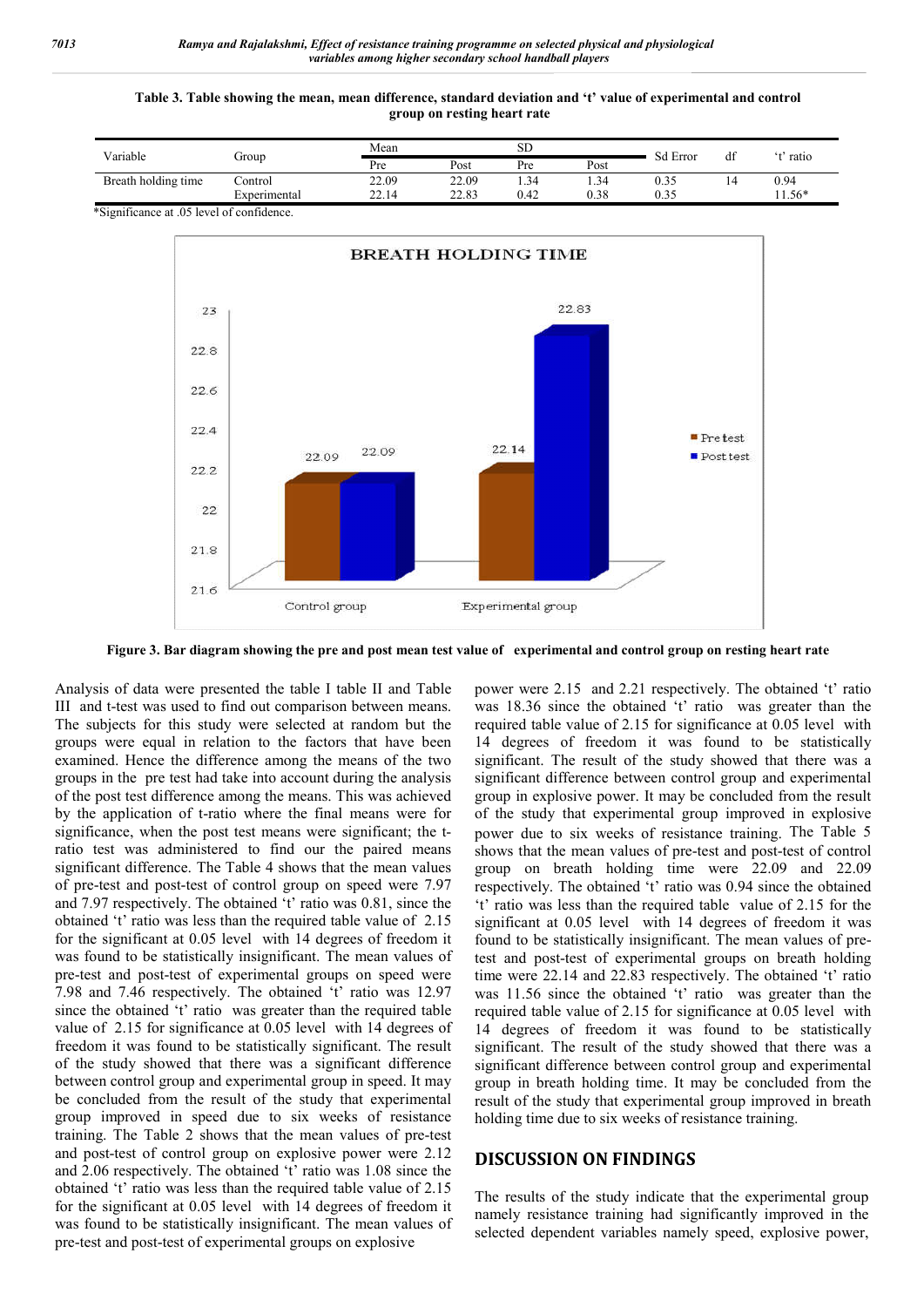**Table 3. Table showing the mean, mean difference, standard deviation and 't' value of experimental and control group on resting heart rate**

| Variable | Group | Mean | | SD | | Sd Error | df | 't' ratio |
|---|---|---|---|---|---|---|---|---|
| | | Pre | Post | Pre | Post | | | |
| Breath holding time | Control | 22.09 | 22.09 | 1.34 | 1.34 | 0.35 | 14 | 0.94 |
| | Experimental | 22.14 | 22.83 | 0.42 | 0.38 | 0.35 | | 11.56* |

*Significance at .05 level of confidence.

**Figure 3. Bar diagram showing the pre and post mean test value of experimental and control group on resting heart rate**

Analysis of data were presented the table I table II and Table III and t-test was used to find out comparison between means. The subjects for this study were selected at random but the groups were equal in relation to the factors that have been examined. Hence the difference among the means of the two groups in the pre test had take into account during the analysis of the post test difference among the means. This was achieved by the application of t-ratio where the final means were for significance, when the post test means were significant; the t-ratio test was administered to find our the paired means significant difference. The Table 4 shows that the mean values of pre-test and post-test of control group on speed were 7.97 and 7.97 respectively. The obtained 't' ratio was 0.81, since the obtained 't' ratio was less than the required table value of 2.15 for the significant at 0.05 level with 14 degrees of freedom it was found to be statistically insignificant. The mean values of pre-test and post-test of experimental groups on speed were 7.98 and 7.46 respectively. The obtained 't' ratio was 12.97 since the obtained 't' ratio was greater than the required table value of 2.15 for significance at 0.05 level with 14 degrees of freedom it was found to be statistically significant. The result of the study showed that there was a significant difference between control group and experimental group in speed. It may be concluded from the result of the study that experimental group improved in speed due to six weeks of resistance training. The Table 2 shows that the mean values of pre-test and post-test of control group on explosive power were 2.12 and 2.06 respectively. The obtained 't' ratio was 1.08 since the obtained 't' ratio was less than the required table value of 2.15 for the significant at 0.05 level with 14 degrees of freedom it was found to be statistically insignificant. The mean values of pre-test and post-test of experimental groups on explosive power were 2.15 and 2.21 respectively. The obtained 't' ratio was 18.36 since the obtained 't' ratio was greater than the required table value of 2.15 for significance at 0.05 level with 14 degrees of freedom it was found to be statistically significant. The result of the study showed that there was a significant difference between control group and experimental group in explosive power. It may be concluded from the result of the study that experimental group improved in explosive power due to six weeks of resistance training. The Table 5 shows that the mean values of pre-test and post-test of control group on breath holding time were 22.09 and 22.09 respectively. The obtained 't' ratio was 0.94 since the obtained 't' ratio was less than the required table value of 2.15 for the significant at 0.05 level with 14 degrees of freedom it was found to be statistically insignificant. The mean values of pre-test and post-test of experimental groups on breath holding time were 22.14 and 22.83 respectively. The obtained 't' ratio was 11.56 since the obtained 't' ratio was greater than the required table value of 2.15 for significance at 0.05 level with 14 degrees of freedom it was found to be statistically significant. The result of the study showed that there was a significant difference between control group and experimental group in breath holding time. It may be concluded from the result of the study that experimental group improved in breath holding time due to six weeks of resistance training.

## DISCUSSION ON FINDINGS

The results of the study indicate that the experimental group namely resistance training had significantly improved in the selected dependent variables namely speed, explosive power,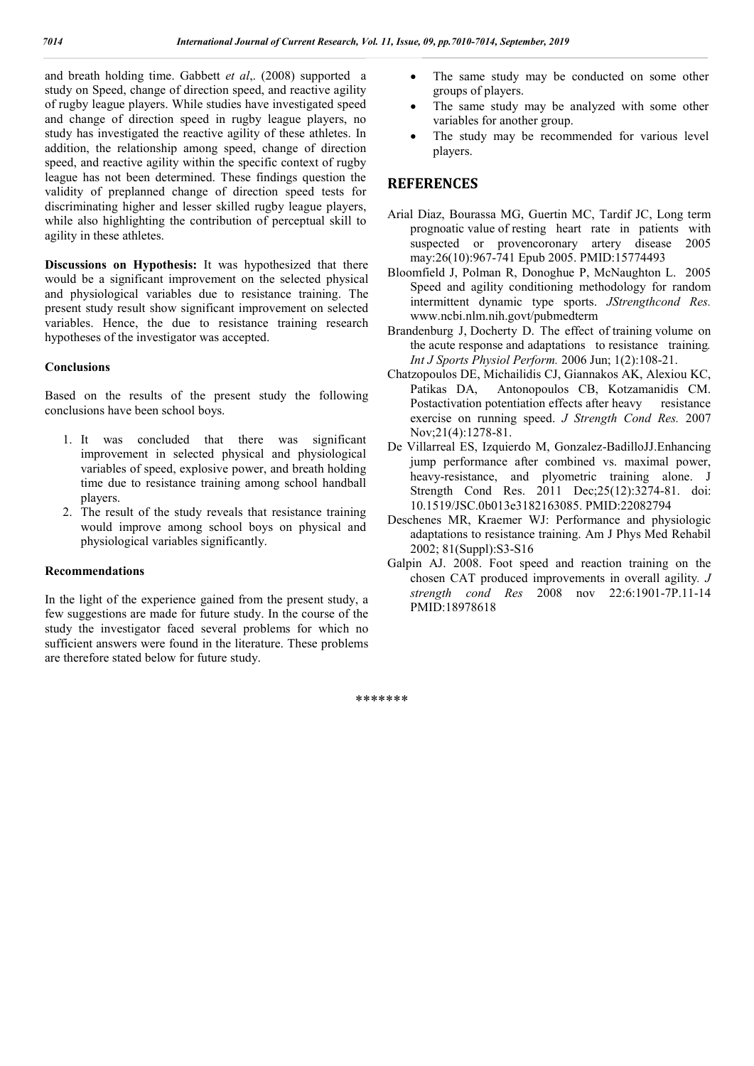and breath holding time. Gabbett *et al*,. (2008) supported a study on Speed, change of direction speed, and reactive agility of rugby league players. While studies have investigated speed and change of direction speed in rugby league players, no study has investigated the reactive agility of these athletes. In addition, the relationship among speed, change of direction speed, and reactive agility within the specific context of rugby league has not been determined. These findings question the validity of preplanned change of direction speed tests for discriminating higher and lesser skilled rugby league players, while also highlighting the contribution of perceptual skill to agility in these athletes.

**Discussions on Hypothesis:** It was hypothesized that there would be a significant improvement on the selected physical and physiological variables due to resistance training. The present study result show significant improvement on selected variables. Hence, the due to resistance training research hypotheses of the investigator was accepted.

### Conclusions

Based on the results of the present study the following conclusions have been school boys.

1. It was concluded that there was significant improvement in selected physical and physiological variables of speed, explosive power, and breath holding time due to resistance training among school handball players.
2. The result of the study reveals that resistance training would improve among school boys on physical and physiological variables significantly.

### Recommendations

In the light of the experience gained from the present study, a few suggestions are made for future study. In the course of the study the investigator faced several problems for which no sufficient answers were found in the literature. These problems are therefore stated below for future study.

- The same study may be conducted on some other groups of players.
- The same study may be analyzed with some other variables for another group.
- The study may be recommended for various level players.

## REFERENCES

Arial Diaz, Bourassa MG, Guertin MC, Tardif JC, Long term prognoatic value of resting heart rate in patients with suspected or provencoronary artery disease 2005 may:26(10):967-741 Epub 2005. PMID:15774493

Bloomfield J, Polman R, Donoghue P, McNaughton L. 2005 Speed and agility conditioning methodology for random intermittent dynamic type sports. *JStrengthcond Res.* www.ncbi.nlm.nih.govt/pubmedterm

Brandenburg J, Docherty D. The effect of training volume on the acute response and adaptations to resistance training. *Int J Sports Physiol Perform.* 2006 Jun; 1(2):108-21.

Chatzopoulos DE, Michailidis CJ, Giannakos AK, Alexiou KC, Patikas DA, Antonopoulos CB, Kotzamanidis CM. Postactivation potentiation effects after heavy resistance exercise on running speed. *J Strength Cond Res.* 2007 Nov;21(4):1278-81.

De Villarreal ES, Izquierdo M, Gonzalez-BadilloJJ.Enhancing jump performance after combined vs. maximal power, heavy-resistance, and plyometric training alone. J Strength Cond Res. 2011 Dec;25(12):3274-81. doi: 10.1519/JSC.0b013e3182163085. PMID:22082794

Deschenes MR, Kraemer WJ: Performance and physiologic adaptations to resistance training. Am J Phys Med Rehabil 2002; 81(Suppl):S3-S16

Galpin AJ. 2008. Foot speed and reaction training on the chosen CAT produced improvements in overall agility. *J strength cond Res* 2008 nov 22:6:1901-7P.11-14 PMID:18978618

\*\*\*\*\*\*\*